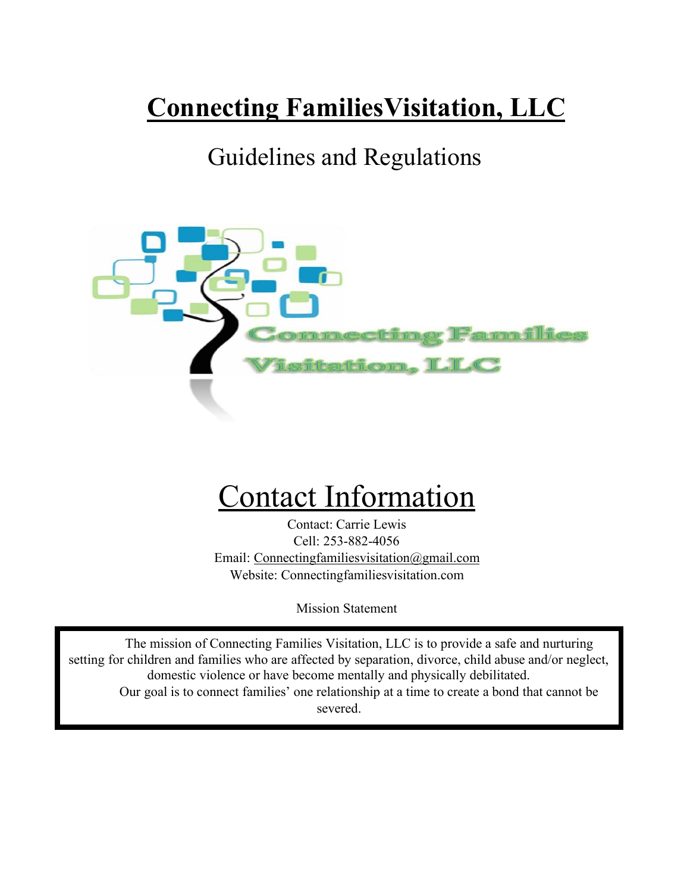# **Connecting FamiliesVisitation, LLC**

Guidelines and Regulations

## Contact Information

Contact: Carrie Lewis
Cell: 253-882-4056
Email: Connectingfamiliesvisitation@gmail.com
Website: Connectingfamiliesvisitation.com

Mission Statement

The mission of Connecting Families Visitation, LLC is to provide a safe and nurturing setting for children and families who are affected by separation, divorce, child abuse and/or neglect, domestic violence or have become mentally and physically debilitated.

Our goal is to connect families' one relationship at a time to create a bond that cannot be severed.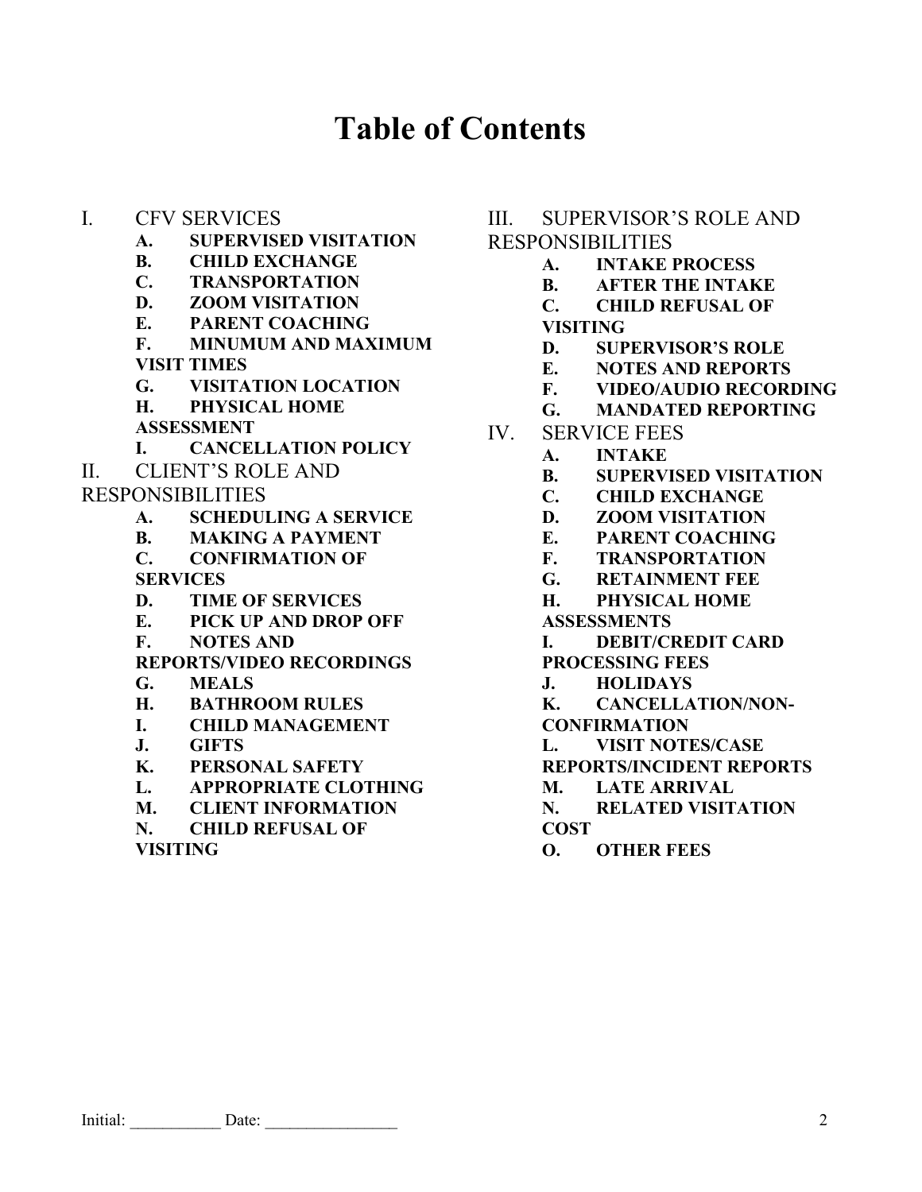# Table of Contents

I. CFV SERVICES
   - A. SUPERVISED VISITATION
   - B. CHILD EXCHANGE
   - C. TRANSPORTATION
   - D. ZOOM VISITATION
   - E. PARENT COACHING
   - F. MINUMUM AND MAXIMUM VISIT TIMES
   - G. VISITATION LOCATION
   - H. PHYSICAL HOME ASSESSMENT
   - I. CANCELLATION POLICY

II. CLIENT'S ROLE AND RESPONSIBILITIES
   - A. SCHEDULING A SERVICE
   - B. MAKING A PAYMENT
   - C. CONFIRMATION OF SERVICES
   - D. TIME OF SERVICES
   - E. PICK UP AND DROP OFF
   - F. NOTES AND REPORTS/VIDEO RECORDINGS
   - G. MEALS
   - H. BATHROOM RULES
   - I. CHILD MANAGEMENT
   - J. GIFTS
   - K. PERSONAL SAFETY
   - L. APPROPRIATE CLOTHING
   - M. CLIENT INFORMATION
   - N. CHILD REFUSAL OF VISITING

III. SUPERVISOR'S ROLE AND RESPONSIBILITIES
   - A. INTAKE PROCESS
   - B. AFTER THE INTAKE
   - C. CHILD REFUSAL OF VISITING
   - D. SUPERVISOR'S ROLE
   - E. NOTES AND REPORTS
   - F. VIDEO/AUDIO RECORDING
   - G. MANDATED REPORTING

IV. SERVICE FEES
   - A. INTAKE
   - B. SUPERVISED VISITATION
   - C. CHILD EXCHANGE
   - D. ZOOM VISITATION
   - E. PARENT COACHING
   - F. TRANSPORTATION
   - G. RETAINMENT FEE
   - H. PHYSICAL HOME ASSESSMENTS
   - I. DEBIT/CREDIT CARD PROCESSING FEES
   - J. HOLIDAYS
   - K. CANCELLATION/NON-CONFIRMATION
   - L. VISIT NOTES/CASE REPORTS/INCIDENT REPORTS
   - M. LATE ARRIVAL
   - N. RELATED VISITATION COST
   - O. OTHER FEES

Initial: ___________ Date: ________________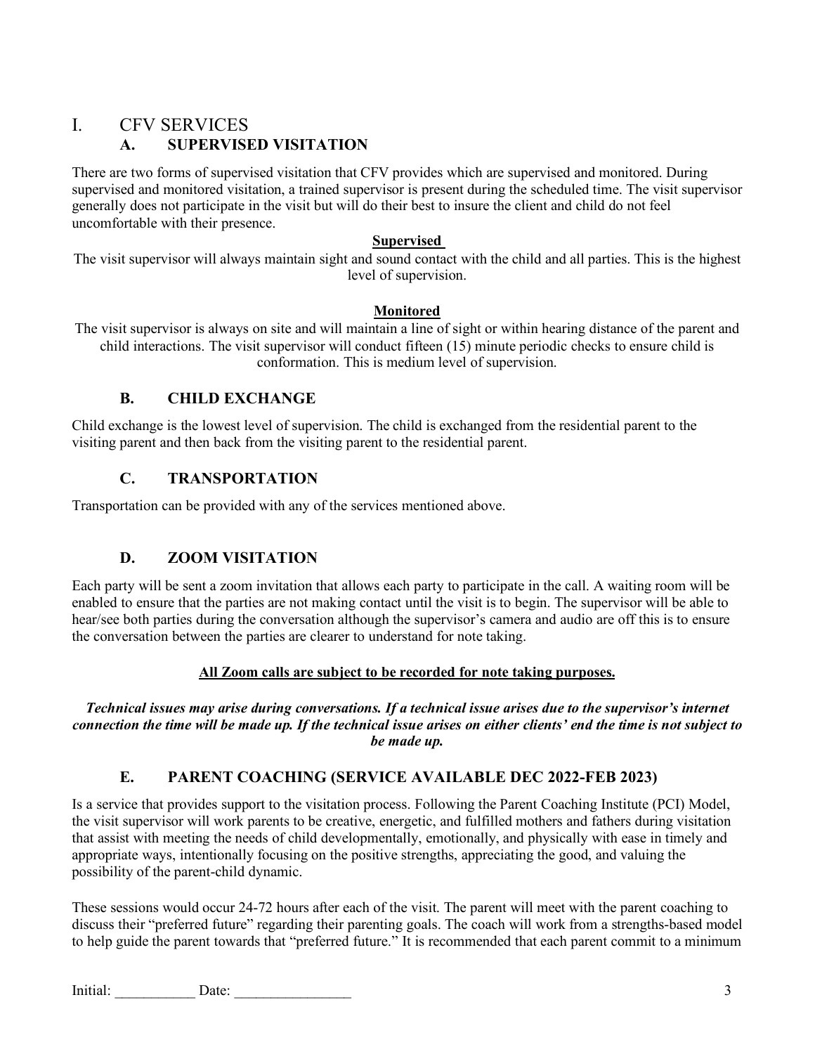# I. CFV SERVICES

## A. SUPERVISED VISITATION

There are two forms of supervised visitation that CFV provides which are supervised and monitored. During supervised and monitored visitation, a trained supervisor is present during the scheduled time. The visit supervisor generally does not participate in the visit but will do their best to insure the client and child do not feel uncomfortable with their presence.

**Supervised**

The visit supervisor will always maintain sight and sound contact with the child and all parties. This is the highest level of supervision.

**Monitored**

The visit supervisor is always on site and will maintain a line of sight or within hearing distance of the parent and child interactions. The visit supervisor will conduct fifteen (15) minute periodic checks to ensure child is conformation. This is medium level of supervision.

## B. CHILD EXCHANGE

Child exchange is the lowest level of supervision. The child is exchanged from the residential parent to the visiting parent and then back from the visiting parent to the residential parent.

## C. TRANSPORTATION

Transportation can be provided with any of the services mentioned above.

## D. ZOOM VISITATION

Each party will be sent a zoom invitation that allows each party to participate in the call. A waiting room will be enabled to ensure that the parties are not making contact until the visit is to begin. The supervisor will be able to hear/see both parties during the conversation although the supervisor's camera and audio are off this is to ensure the conversation between the parties are clearer to understand for note taking.

**All Zoom calls are subject to be recorded for note taking purposes.**

***Technical issues may arise during conversations. If a technical issue arises due to the supervisor's internet connection the time will be made up. If the technical issue arises on either clients' end the time is not subject to be made up.***

## E. PARENT COACHING (SERVICE AVAILABLE DEC 2022-FEB 2023)

Is a service that provides support to the visitation process. Following the Parent Coaching Institute (PCI) Model, the visit supervisor will work parents to be creative, energetic, and fulfilled mothers and fathers during visitation that assist with meeting the needs of child developmentally, emotionally, and physically with ease in timely and appropriate ways, intentionally focusing on the positive strengths, appreciating the good, and valuing the possibility of the parent-child dynamic.

These sessions would occur 24-72 hours after each of the visit. The parent will meet with the parent coaching to discuss their "preferred future" regarding their parenting goals. The coach will work from a strengths-based model to help guide the parent towards that "preferred future." It is recommended that each parent commit to a minimum

Initial: ___________ Date: ________________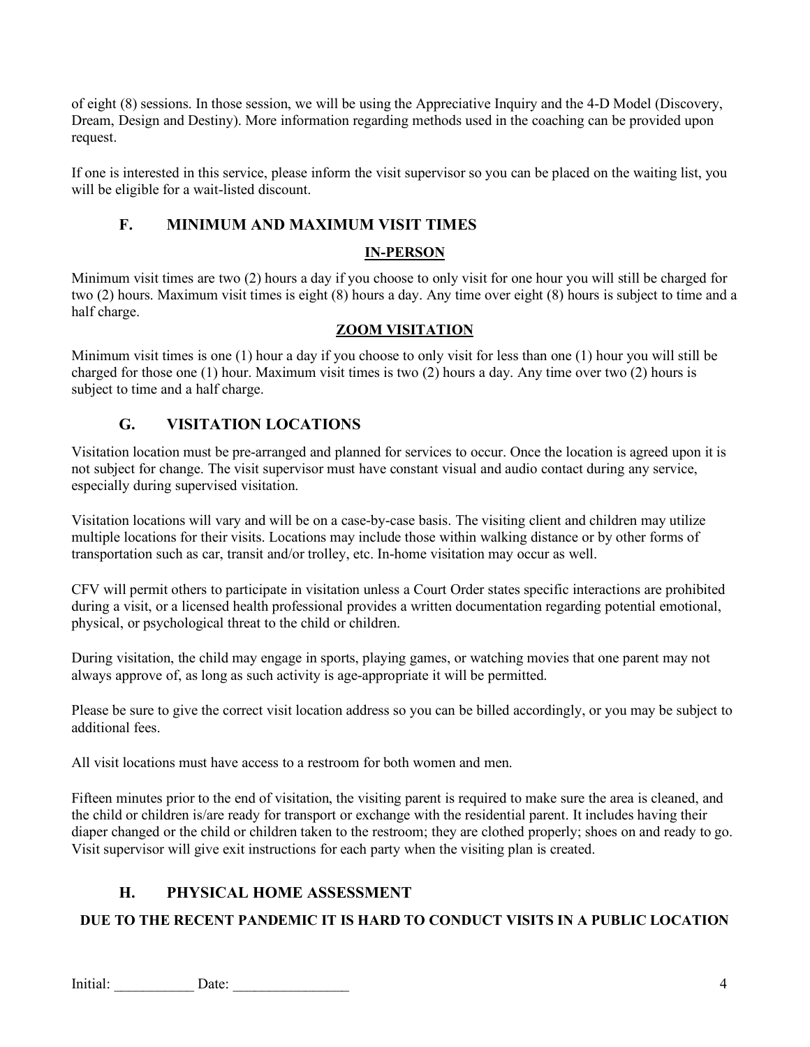of eight (8) sessions. In those session, we will be using the Appreciative Inquiry and the 4-D Model (Discovery, Dream, Design and Destiny). More information regarding methods used in the coaching can be provided upon request.

If one is interested in this service, please inform the visit supervisor so you can be placed on the waiting list, you will be eligible for a wait-listed discount.

## F. MINIMUM AND MAXIMUM VISIT TIMES

**IN-PERSON**

Minimum visit times are two (2) hours a day if you choose to only visit for one hour you will still be charged for two (2) hours. Maximum visit times is eight (8) hours a day. Any time over eight (8) hours is subject to time and a half charge.

**ZOOM VISITATION**

Minimum visit times is one (1) hour a day if you choose to only visit for less than one (1) hour you will still be charged for those one (1) hour. Maximum visit times is two (2) hours a day. Any time over two (2) hours is subject to time and a half charge.

## G. VISITATION LOCATIONS

Visitation location must be pre-arranged and planned for services to occur. Once the location is agreed upon it is not subject for change. The visit supervisor must have constant visual and audio contact during any service, especially during supervised visitation.

Visitation locations will vary and will be on a case-by-case basis. The visiting client and children may utilize multiple locations for their visits. Locations may include those within walking distance or by other forms of transportation such as car, transit and/or trolley, etc. In-home visitation may occur as well.

CFV will permit others to participate in visitation unless a Court Order states specific interactions are prohibited during a visit, or a licensed health professional provides a written documentation regarding potential emotional, physical, or psychological threat to the child or children.

During visitation, the child may engage in sports, playing games, or watching movies that one parent may not always approve of, as long as such activity is age-appropriate it will be permitted.

Please be sure to give the correct visit location address so you can be billed accordingly, or you may be subject to additional fees.

All visit locations must have access to a restroom for both women and men.

Fifteen minutes prior to the end of visitation, the visiting parent is required to make sure the area is cleaned, and the child or children is/are ready for transport or exchange with the residential parent. It includes having their diaper changed or the child or children taken to the restroom; they are clothed properly; shoes on and ready to go. Visit supervisor will give exit instructions for each party when the visiting plan is created.

## H. PHYSICAL HOME ASSESSMENT

**DUE TO THE RECENT PANDEMIC IT IS HARD TO CONDUCT VISITS IN A PUBLIC LOCATION**

Initial: ___________ Date: ________________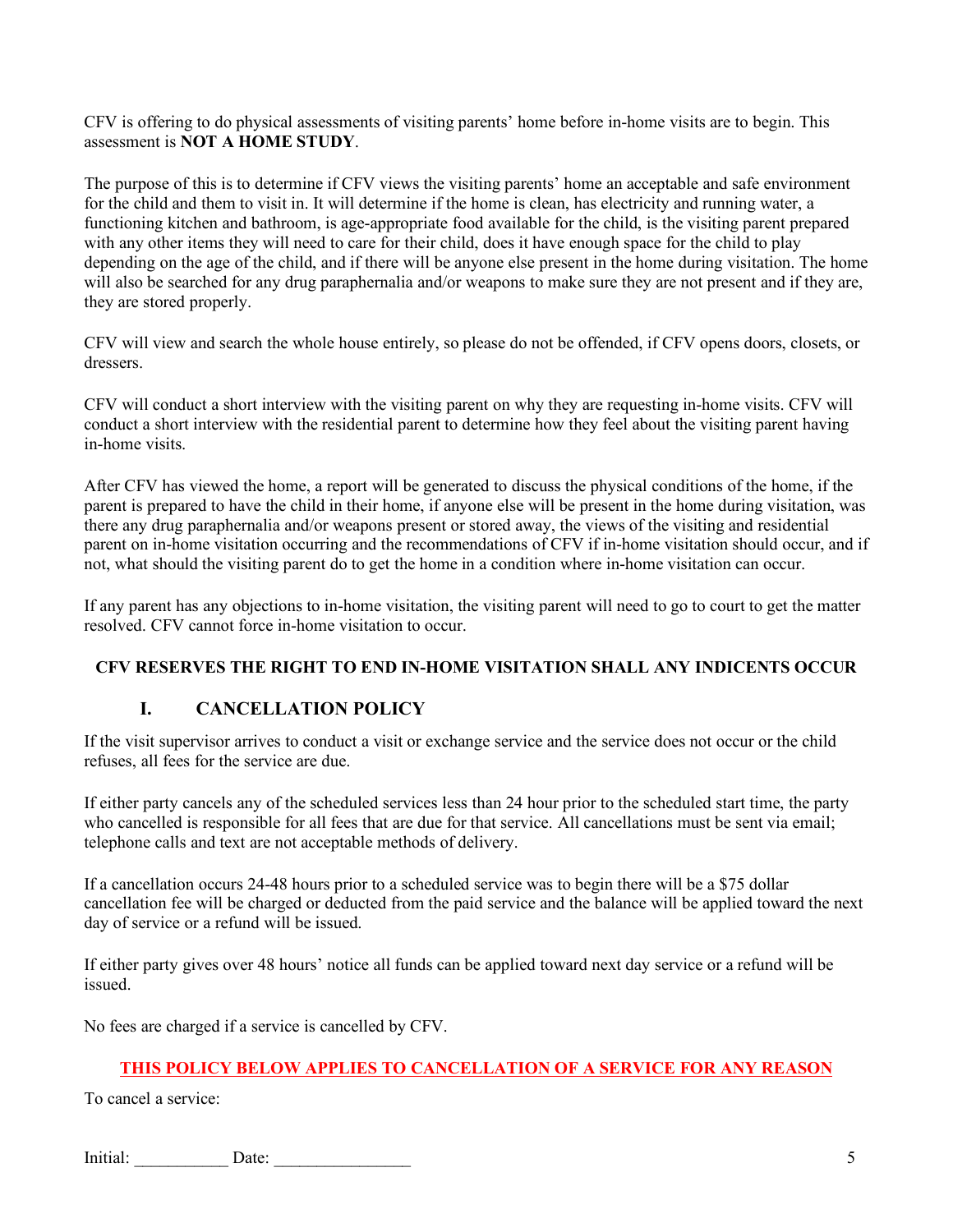CFV is offering to do physical assessments of visiting parents' home before in-home visits are to begin. This assessment is **NOT A HOME STUDY**.

The purpose of this is to determine if CFV views the visiting parents' home an acceptable and safe environment for the child and them to visit in. It will determine if the home is clean, has electricity and running water, a functioning kitchen and bathroom, is age-appropriate food available for the child, is the visiting parent prepared with any other items they will need to care for their child, does it have enough space for the child to play depending on the age of the child, and if there will be anyone else present in the home during visitation. The home will also be searched for any drug paraphernalia and/or weapons to make sure they are not present and if they are, they are stored properly.

CFV will view and search the whole house entirely, so please do not be offended, if CFV opens doors, closets, or dressers.

CFV will conduct a short interview with the visiting parent on why they are requesting in-home visits. CFV will conduct a short interview with the residential parent to determine how they feel about the visiting parent having in-home visits.

After CFV has viewed the home, a report will be generated to discuss the physical conditions of the home, if the parent is prepared to have the child in their home, if anyone else will be present in the home during visitation, was there any drug paraphernalia and/or weapons present or stored away, the views of the visiting and residential parent on in-home visitation occurring and the recommendations of CFV if in-home visitation should occur, and if not, what should the visiting parent do to get the home in a condition where in-home visitation can occur.

If any parent has any objections to in-home visitation, the visiting parent will need to go to court to get the matter resolved. CFV cannot force in-home visitation to occur.

**CFV RESERVES THE RIGHT TO END IN-HOME VISITATION SHALL ANY INDICENTS OCCUR**

## I. CANCELLATION POLICY

If the visit supervisor arrives to conduct a visit or exchange service and the service does not occur or the child refuses, all fees for the service are due.

If either party cancels any of the scheduled services less than 24 hour prior to the scheduled start time, the party who cancelled is responsible for all fees that are due for that service. All cancellations must be sent via email; telephone calls and text are not acceptable methods of delivery.

If a cancellation occurs 24-48 hours prior to a scheduled service was to begin there will be a $75 dollar cancellation fee will be charged or deducted from the paid service and the balance will be applied toward the next day of service or a refund will be issued.

If either party gives over 48 hours' notice all funds can be applied toward next day service or a refund will be issued.

No fees are charged if a service is cancelled by CFV.

**THIS POLICY BELOW APPLIES TO CANCELLATION OF A SERVICE FOR ANY REASON**

To cancel a service:

Initial: ___________ Date: ________________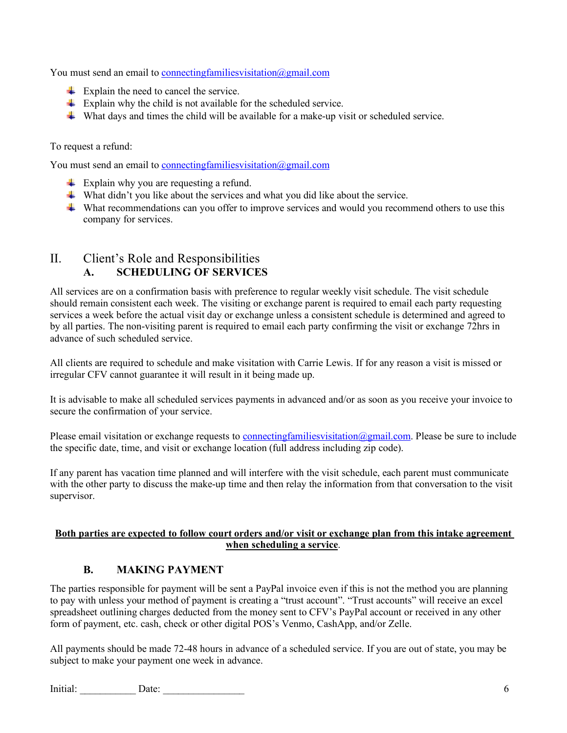You must send an email to connectingfamiliesvisitation@gmail.com

- Explain the need to cancel the service.
- Explain why the child is not available for the scheduled service.
- What days and times the child will be available for a make-up visit or scheduled service.

To request a refund:

You must send an email to connectingfamiliesvisitation@gmail.com

- Explain why you are requesting a refund.
- What didn't you like about the services and what you did like about the service.
- What recommendations can you offer to improve services and would you recommend others to use this company for services.

## II. Client's Role and Responsibilities

### A. SCHEDULING OF SERVICES

All services are on a confirmation basis with preference to regular weekly visit schedule. The visit schedule should remain consistent each week. The visiting or exchange parent is required to email each party requesting services a week before the actual visit day or exchange unless a consistent schedule is determined and agreed to by all parties. The non-visiting parent is required to email each party confirming the visit or exchange 72hrs in advance of such scheduled service.

All clients are required to schedule and make visitation with Carrie Lewis. If for any reason a visit is missed or irregular CFV cannot guarantee it will result in it being made up.

It is advisable to make all scheduled services payments in advanced and/or as soon as you receive your invoice to secure the confirmation of your service.

Please email visitation or exchange requests to connectingfamiliesvisitation@gmail.com. Please be sure to include the specific date, time, and visit or exchange location (full address including zip code).

If any parent has vacation time planned and will interfere with the visit schedule, each parent must communicate with the other party to discuss the make-up time and then relay the information from that conversation to the visit supervisor.

**Both parties are expected to follow court orders and/or visit or exchange plan from this intake agreement when scheduling a service.**

### B. MAKING PAYMENT

The parties responsible for payment will be sent a PayPal invoice even if this is not the method you are planning to pay with unless your method of payment is creating a "trust account". "Trust accounts" will receive an excel spreadsheet outlining charges deducted from the money sent to CFV's PayPal account or received in any other form of payment, etc. cash, check or other digital POS's Venmo, CashApp, and/or Zelle.

All payments should be made 72-48 hours in advance of a scheduled service. If you are out of state, you may be subject to make your payment one week in advance.

Initial: ___________ Date: ________________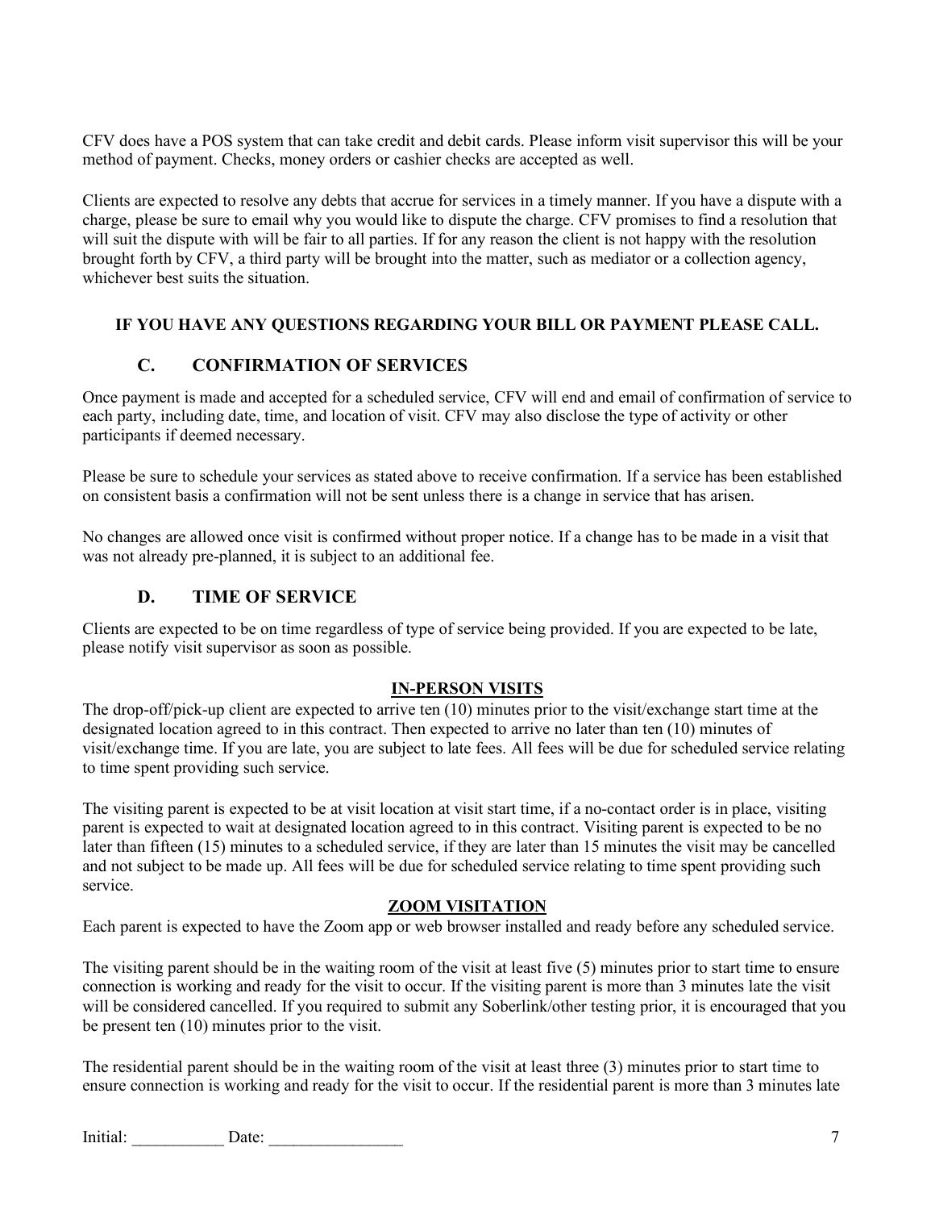CFV does have a POS system that can take credit and debit cards. Please inform visit supervisor this will be your method of payment. Checks, money orders or cashier checks are accepted as well.

Clients are expected to resolve any debts that accrue for services in a timely manner. If you have a dispute with a charge, please be sure to email why you would like to dispute the charge. CFV promises to find a resolution that will suit the dispute with will be fair to all parties. If for any reason the client is not happy with the resolution brought forth by CFV, a third party will be brought into the matter, such as mediator or a collection agency, whichever best suits the situation.

**IF YOU HAVE ANY QUESTIONS REGARDING YOUR BILL OR PAYMENT PLEASE CALL.**

## C. CONFIRMATION OF SERVICES

Once payment is made and accepted for a scheduled service, CFV will end and email of confirmation of service to each party, including date, time, and location of visit. CFV may also disclose the type of activity or other participants if deemed necessary.

Please be sure to schedule your services as stated above to receive confirmation. If a service has been established on consistent basis a confirmation will not be sent unless there is a change in service that has arisen.

No changes are allowed once visit is confirmed without proper notice. If a change has to be made in a visit that was not already pre-planned, it is subject to an additional fee.

## D. TIME OF SERVICE

Clients are expected to be on time regardless of type of service being provided. If you are expected to be late, please notify visit supervisor as soon as possible.

### IN-PERSON VISITS

The drop-off/pick-up client are expected to arrive ten (10) minutes prior to the visit/exchange start time at the designated location agreed to in this contract. Then expected to arrive no later than ten (10) minutes of visit/exchange time. If you are late, you are subject to late fees. All fees will be due for scheduled service relating to time spent providing such service.

The visiting parent is expected to be at visit location at visit start time, if a no-contact order is in place, visiting parent is expected to wait at designated location agreed to in this contract. Visiting parent is expected to be no later than fifteen (15) minutes to a scheduled service, if they are later than 15 minutes the visit may be cancelled and not subject to be made up. All fees will be due for scheduled service relating to time spent providing such service.

### ZOOM VISITATION

Each parent is expected to have the Zoom app or web browser installed and ready before any scheduled service.

The visiting parent should be in the waiting room of the visit at least five (5) minutes prior to start time to ensure connection is working and ready for the visit to occur. If the visiting parent is more than 3 minutes late the visit will be considered cancelled. If you required to submit any Soberlink/other testing prior, it is encouraged that you be present ten (10) minutes prior to the visit.

The residential parent should be in the waiting room of the visit at least three (3) minutes prior to start time to ensure connection is working and ready for the visit to occur. If the residential parent is more than 3 minutes late

Initial: ___________ Date: ________________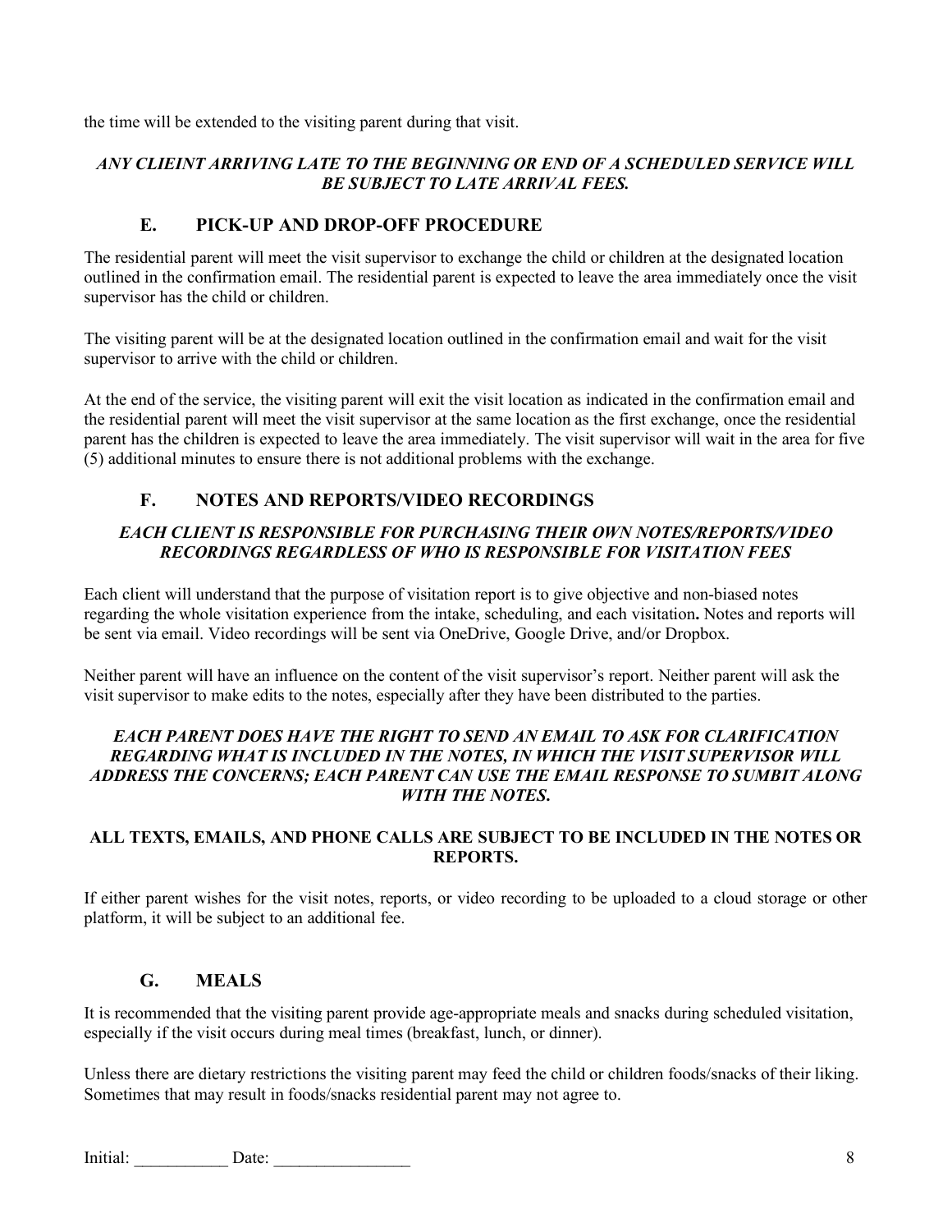the time will be extended to the visiting parent during that visit.

***ANY CLIEINT ARRIVING LATE TO THE BEGINNING OR END OF A SCHEDULED SERVICE WILL BE SUBJECT TO LATE ARRIVAL FEES.***

## E. PICK-UP AND DROP-OFF PROCEDURE

The residential parent will meet the visit supervisor to exchange the child or children at the designated location outlined in the confirmation email. The residential parent is expected to leave the area immediately once the visit supervisor has the child or children.

The visiting parent will be at the designated location outlined in the confirmation email and wait for the visit supervisor to arrive with the child or children.

At the end of the service, the visiting parent will exit the visit location as indicated in the confirmation email and the residential parent will meet the visit supervisor at the same location as the first exchange, once the residential parent has the children is expected to leave the area immediately. The visit supervisor will wait in the area for five (5) additional minutes to ensure there is not additional problems with the exchange.

## F. NOTES AND REPORTS/VIDEO RECORDINGS

***EACH CLIENT IS RESPONSIBLE FOR PURCHASING THEIR OWN NOTES/REPORTS/VIDEO RECORDINGS REGARDLESS OF WHO IS RESPONSIBLE FOR VISITATION FEES***

Each client will understand that the purpose of visitation report is to give objective and non-biased notes regarding the whole visitation experience from the intake, scheduling, and each visitation**.** Notes and reports will be sent via email. Video recordings will be sent via OneDrive, Google Drive, and/or Dropbox.

Neither parent will have an influence on the content of the visit supervisor's report. Neither parent will ask the visit supervisor to make edits to the notes, especially after they have been distributed to the parties.

***EACH PARENT DOES HAVE THE RIGHT TO SEND AN EMAIL TO ASK FOR CLARIFICATION REGARDING WHAT IS INCLUDED IN THE NOTES, IN WHICH THE VISIT SUPERVISOR WILL ADDRESS THE CONCERNS; EACH PARENT CAN USE THE EMAIL RESPONSE TO SUMBIT ALONG WITH THE NOTES.***

**ALL TEXTS, EMAILS, AND PHONE CALLS ARE SUBJECT TO BE INCLUDED IN THE NOTES OR REPORTS.**

If either parent wishes for the visit notes, reports, or video recording to be uploaded to a cloud storage or other platform, it will be subject to an additional fee.

## G. MEALS

It is recommended that the visiting parent provide age-appropriate meals and snacks during scheduled visitation, especially if the visit occurs during meal times (breakfast, lunch, or dinner).

Unless there are dietary restrictions the visiting parent may feed the child or children foods/snacks of their liking. Sometimes that may result in foods/snacks residential parent may not agree to.

Initial: ___________ Date: ________________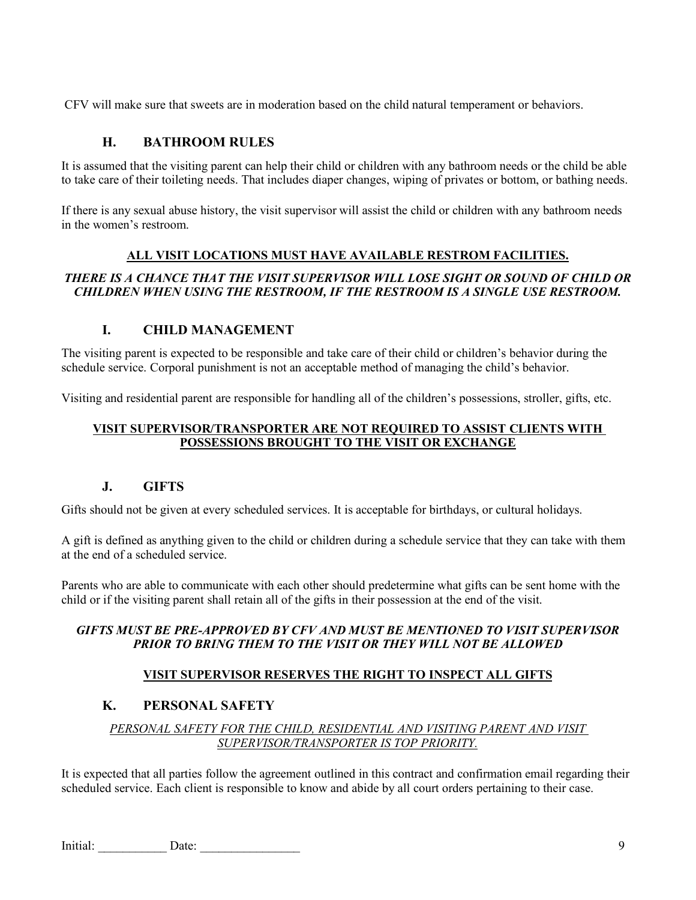CFV will make sure that sweets are in moderation based on the child natural temperament or behaviors.

### H. BATHROOM RULES

It is assumed that the visiting parent can help their child or children with any bathroom needs or the child be able to take care of their toileting needs. That includes diaper changes, wiping of privates or bottom, or bathing needs.

If there is any sexual abuse history, the visit supervisor will assist the child or children with any bathroom needs in the women's restroom.

**ALL VISIT LOCATIONS MUST HAVE AVAILABLE RESTROM FACILITIES.**

***THERE IS A CHANCE THAT THE VISIT SUPERVISOR WILL LOSE SIGHT OR SOUND OF CHILD OR CHILDREN WHEN USING THE RESTROOM, IF THE RESTROOM IS A SINGLE USE RESTROOM.***

### I. CHILD MANAGEMENT

The visiting parent is expected to be responsible and take care of their child or children's behavior during the schedule service. Corporal punishment is not an acceptable method of managing the child's behavior.

Visiting and residential parent are responsible for handling all of the children's possessions, stroller, gifts, etc.

**VISIT SUPERVISOR/TRANSPORTER ARE NOT REQUIRED TO ASSIST CLIENTS WITH POSSESSIONS BROUGHT TO THE VISIT OR EXCHANGE**

### J. GIFTS

Gifts should not be given at every scheduled services. It is acceptable for birthdays, or cultural holidays.

A gift is defined as anything given to the child or children during a schedule service that they can take with them at the end of a scheduled service.

Parents who are able to communicate with each other should predetermine what gifts can be sent home with the child or if the visiting parent shall retain all of the gifts in their possession at the end of the visit.

***GIFTS MUST BE PRE-APPROVED BY CFV AND MUST BE MENTIONED TO VISIT SUPERVISOR PRIOR TO BRING THEM TO THE VISIT OR THEY WILL NOT BE ALLOWED***

**VISIT SUPERVISOR RESERVES THE RIGHT TO INSPECT ALL GIFTS**

### K. PERSONAL SAFETY

*PERSONAL SAFETY FOR THE CHILD, RESIDENTIAL AND VISITING PARENT AND VISIT SUPERVISOR/TRANSPORTER IS TOP PRIORITY.*

It is expected that all parties follow the agreement outlined in this contract and confirmation email regarding their scheduled service. Each client is responsible to know and abide by all court orders pertaining to their case.

Initial: ___________ Date: ________________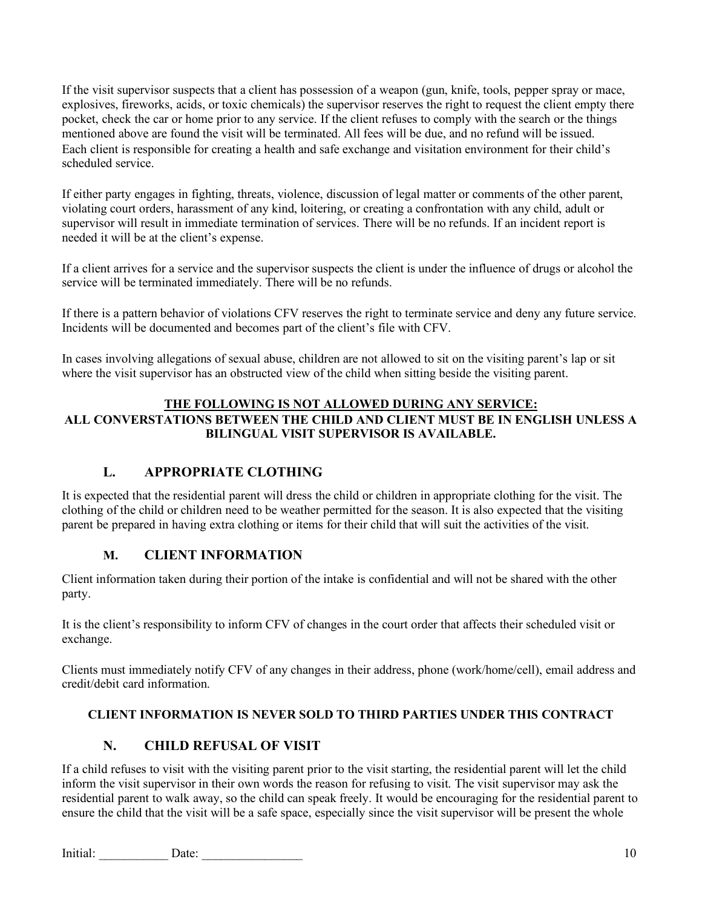If the visit supervisor suspects that a client has possession of a weapon (gun, knife, tools, pepper spray or mace, explosives, fireworks, acids, or toxic chemicals) the supervisor reserves the right to request the client empty there pocket, check the car or home prior to any service. If the client refuses to comply with the search or the things mentioned above are found the visit will be terminated. All fees will be due, and no refund will be issued. Each client is responsible for creating a health and safe exchange and visitation environment for their child's scheduled service.

If either party engages in fighting, threats, violence, discussion of legal matter or comments of the other parent, violating court orders, harassment of any kind, loitering, or creating a confrontation with any child, adult or supervisor will result in immediate termination of services. There will be no refunds. If an incident report is needed it will be at the client's expense.

If a client arrives for a service and the supervisor suspects the client is under the influence of drugs or alcohol the service will be terminated immediately. There will be no refunds.

If there is a pattern behavior of violations CFV reserves the right to terminate service and deny any future service. Incidents will be documented and becomes part of the client's file with CFV.

In cases involving allegations of sexual abuse, children are not allowed to sit on the visiting parent's lap or sit where the visit supervisor has an obstructed view of the child when sitting beside the visiting parent.

**<u>THE FOLLOWING IS NOT ALLOWED DURING ANY SERVICE:</u>**
**ALL CONVERSTATIONS BETWEEN THE CHILD AND CLIENT MUST BE IN ENGLISH UNLESS A BILINGUAL VISIT SUPERVISOR IS AVAILABLE.**

## L. APPROPRIATE CLOTHING

It is expected that the residential parent will dress the child or children in appropriate clothing for the visit. The clothing of the child or children need to be weather permitted for the season. It is also expected that the visiting parent be prepared in having extra clothing or items for their child that will suit the activities of the visit.

## M. CLIENT INFORMATION

Client information taken during their portion of the intake is confidential and will not be shared with the other party.

It is the client's responsibility to inform CFV of changes in the court order that affects their scheduled visit or exchange.

Clients must immediately notify CFV of any changes in their address, phone (work/home/cell), email address and credit/debit card information.

**CLIENT INFORMATION IS NEVER SOLD TO THIRD PARTIES UNDER THIS CONTRACT**

## N. CHILD REFUSAL OF VISIT

If a child refuses to visit with the visiting parent prior to the visit starting, the residential parent will let the child inform the visit supervisor in their own words the reason for refusing to visit. The visit supervisor may ask the residential parent to walk away, so the child can speak freely. It would be encouraging for the residential parent to ensure the child that the visit will be a safe space, especially since the visit supervisor will be present the whole

Initial: ___________ Date: ________________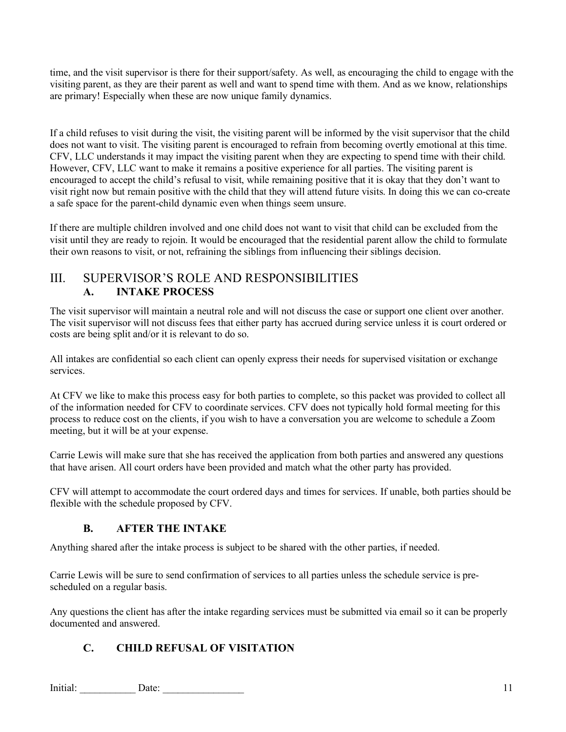time, and the visit supervisor is there for their support/safety. As well, as encouraging the child to engage with the visiting parent, as they are their parent as well and want to spend time with them. And as we know, relationships are primary! Especially when these are now unique family dynamics.

If a child refuses to visit during the visit, the visiting parent will be informed by the visit supervisor that the child does not want to visit. The visiting parent is encouraged to refrain from becoming overtly emotional at this time. CFV, LLC understands it may impact the visiting parent when they are expecting to spend time with their child. However, CFV, LLC want to make it remains a positive experience for all parties. The visiting parent is encouraged to accept the child's refusal to visit, while remaining positive that it is okay that they don't want to visit right now but remain positive with the child that they will attend future visits. In doing this we can co-create a safe space for the parent-child dynamic even when things seem unsure.

If there are multiple children involved and one child does not want to visit that child can be excluded from the visit until they are ready to rejoin. It would be encouraged that the residential parent allow the child to formulate their own reasons to visit, or not, refraining the siblings from influencing their siblings decision.

## III. SUPERVISOR'S ROLE AND RESPONSIBILITIES

### A. INTAKE PROCESS

The visit supervisor will maintain a neutral role and will not discuss the case or support one client over another. The visit supervisor will not discuss fees that either party has accrued during service unless it is court ordered or costs are being split and/or it is relevant to do so.

All intakes are confidential so each client can openly express their needs for supervised visitation or exchange services.

At CFV we like to make this process easy for both parties to complete, so this packet was provided to collect all of the information needed for CFV to coordinate services. CFV does not typically hold formal meeting for this process to reduce cost on the clients, if you wish to have a conversation you are welcome to schedule a Zoom meeting, but it will be at your expense.

Carrie Lewis will make sure that she has received the application from both parties and answered any questions that have arisen. All court orders have been provided and match what the other party has provided.

CFV will attempt to accommodate the court ordered days and times for services. If unable, both parties should be flexible with the schedule proposed by CFV.

### B. AFTER THE INTAKE

Anything shared after the intake process is subject to be shared with the other parties, if needed.

Carrie Lewis will be sure to send confirmation of services to all parties unless the schedule service is pre-scheduled on a regular basis.

Any questions the client has after the intake regarding services must be submitted via email so it can be properly documented and answered.

### C. CHILD REFUSAL OF VISITATION

Initial: ___________ Date: ________________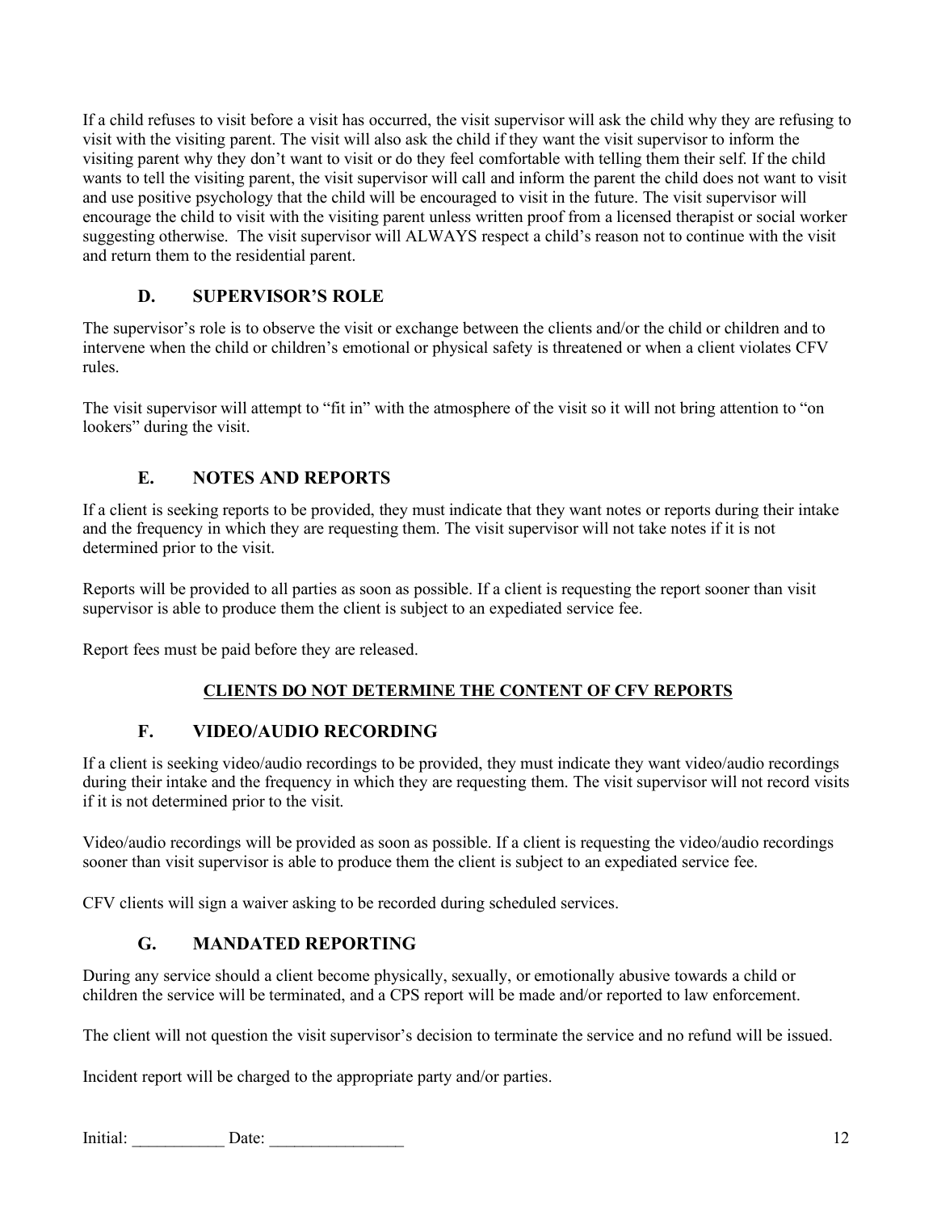If a child refuses to visit before a visit has occurred, the visit supervisor will ask the child why they are refusing to visit with the visiting parent. The visit will also ask the child if they want the visit supervisor to inform the visiting parent why they don't want to visit or do they feel comfortable with telling them their self. If the child wants to tell the visiting parent, the visit supervisor will call and inform the parent the child does not want to visit and use positive psychology that the child will be encouraged to visit in the future. The visit supervisor will encourage the child to visit with the visiting parent unless written proof from a licensed therapist or social worker suggesting otherwise. The visit supervisor will ALWAYS respect a child's reason not to continue with the visit and return them to the residential parent.

## D. SUPERVISOR'S ROLE

The supervisor's role is to observe the visit or exchange between the clients and/or the child or children and to intervene when the child or children's emotional or physical safety is threatened or when a client violates CFV rules.

The visit supervisor will attempt to "fit in" with the atmosphere of the visit so it will not bring attention to "on lookers" during the visit.

## E. NOTES AND REPORTS

If a client is seeking reports to be provided, they must indicate that they want notes or reports during their intake and the frequency in which they are requesting them. The visit supervisor will not take notes if it is not determined prior to the visit.

Reports will be provided to all parties as soon as possible. If a client is requesting the report sooner than visit supervisor is able to produce them the client is subject to an expediated service fee.

Report fees must be paid before they are released.

**<u>CLIENTS DO NOT DETERMINE THE CONTENT OF CFV REPORTS</u>**

## F. VIDEO/AUDIO RECORDING

If a client is seeking video/audio recordings to be provided, they must indicate they want video/audio recordings during their intake and the frequency in which they are requesting them. The visit supervisor will not record visits if it is not determined prior to the visit.

Video/audio recordings will be provided as soon as possible. If a client is requesting the video/audio recordings sooner than visit supervisor is able to produce them the client is subject to an expediated service fee.

CFV clients will sign a waiver asking to be recorded during scheduled services.

## G. MANDATED REPORTING

During any service should a client become physically, sexually, or emotionally abusive towards a child or children the service will be terminated, and a CPS report will be made and/or reported to law enforcement.

The client will not question the visit supervisor's decision to terminate the service and no refund will be issued.

Incident report will be charged to the appropriate party and/or parties.

Initial: ___________ Date: ________________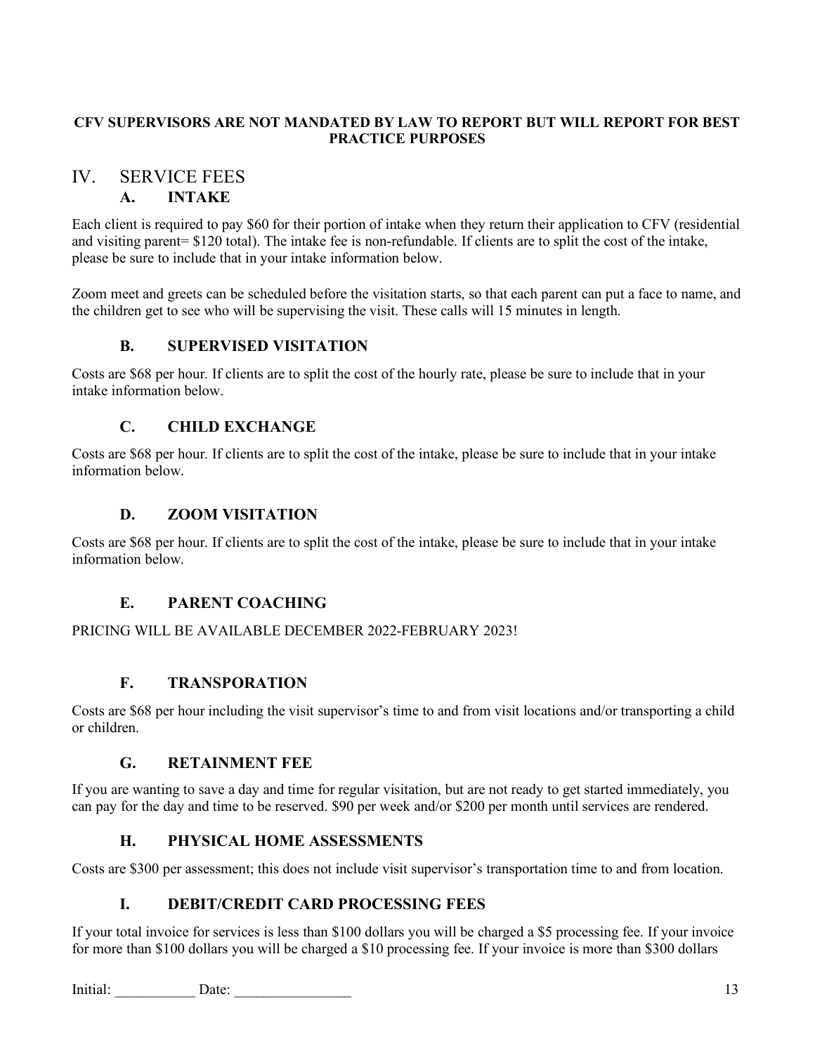**CFV SUPERVISORS ARE NOT MANDATED BY LAW TO REPORT BUT WILL REPORT FOR BEST PRACTICE PURPOSES**

# IV. SERVICE FEES

## A. INTAKE

Each client is required to pay $60 for their portion of intake when they return their application to CFV (residential and visiting parent= $120 total). The intake fee is non-refundable. If clients are to split the cost of the intake, please be sure to include that in your intake information below.

Zoom meet and greets can be scheduled before the visitation starts, so that each parent can put a face to name, and the children get to see who will be supervising the visit. These calls will 15 minutes in length.

## B. SUPERVISED VISITATION

Costs are $68 per hour. If clients are to split the cost of the hourly rate, please be sure to include that in your intake information below.

## C. CHILD EXCHANGE

Costs are $68 per hour. If clients are to split the cost of the intake, please be sure to include that in your intake information below.

## D. ZOOM VISITATION

Costs are $68 per hour. If clients are to split the cost of the intake, please be sure to include that in your intake information below.

## E. PARENT COACHING

PRICING WILL BE AVAILABLE DECEMBER 2022-FEBRUARY 2023!

## F. TRANSPORATION

Costs are $68 per hour including the visit supervisor's time to and from visit locations and/or transporting a child or children.

## G. RETAINMENT FEE

If you are wanting to save a day and time for regular visitation, but are not ready to get started immediately, you can pay for the day and time to be reserved. $90 per week and/or $200 per month until services are rendered.

## H. PHYSICAL HOME ASSESSMENTS

Costs are $300 per assessment; this does not include visit supervisor's transportation time to and from location.

## I. DEBIT/CREDIT CARD PROCESSING FEES

If your total invoice for services is less than $100 dollars you will be charged a $5 processing fee. If your invoice for more than $100 dollars you will be charged a $10 processing fee. If your invoice is more than $300 dollars

Initial: ___________ Date: ________________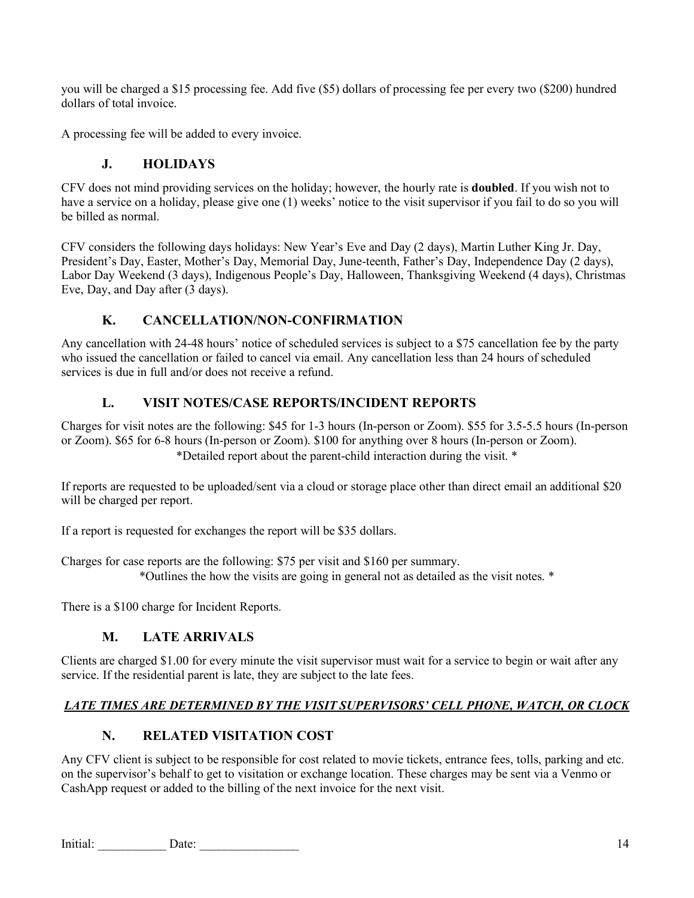you will be charged a $15 processing fee. Add five ($5) dollars of processing fee per every two ($200) hundred dollars of total invoice.

A processing fee will be added to every invoice.

### J. HOLIDAYS

CFV does not mind providing services on the holiday; however, the hourly rate is **doubled**. If you wish not to have a service on a holiday, please give one (1) weeks' notice to the visit supervisor if you fail to do so you will be billed as normal.

CFV considers the following days holidays: New Year's Eve and Day (2 days), Martin Luther King Jr. Day, President's Day, Easter, Mother's Day, Memorial Day, June-teenth, Father's Day, Independence Day (2 days), Labor Day Weekend (3 days), Indigenous People's Day, Halloween, Thanksgiving Weekend (4 days), Christmas Eve, Day, and Day after (3 days).

### K. CANCELLATION/NON-CONFIRMATION

Any cancellation with 24-48 hours' notice of scheduled services is subject to a $75 cancellation fee by the party who issued the cancellation or failed to cancel via email. Any cancellation less than 24 hours of scheduled services is due in full and/or does not receive a refund.

### L. VISIT NOTES/CASE REPORTS/INCIDENT REPORTS

Charges for visit notes are the following: $45 for 1-3 hours (In-person or Zoom). $55 for 3.5-5.5 hours (In-person or Zoom). $65 for 6-8 hours (In-person or Zoom). $100 for anything over 8 hours (In-person or Zoom).
*Detailed report about the parent-child interaction during the visit. *

If reports are requested to be uploaded/sent via a cloud or storage place other than direct email an additional $20 will be charged per report.

If a report is requested for exchanges the report will be $35 dollars.

Charges for case reports are the following: $75 per visit and $160 per summary.
*Outlines the how the visits are going in general not as detailed as the visit notes. *

There is a $100 charge for Incident Reports.

### M. LATE ARRIVALS

Clients are charged $1.00 for every minute the visit supervisor must wait for a service to begin or wait after any service. If the residential parent is late, they are subject to the late fees.

***<u>LATE TIMES ARE DETERMINED BY THE VISIT SUPERVISORS' CELL PHONE, WATCH, OR CLOCK</u>***

### N. RELATED VISITATION COST

Any CFV client is subject to be responsible for cost related to movie tickets, entrance fees, tolls, parking and etc. on the supervisor's behalf to get to visitation or exchange location. These charges may be sent via a Venmo or CashApp request or added to the billing of the next invoice for the next visit.

Initial: ___________ Date: ________________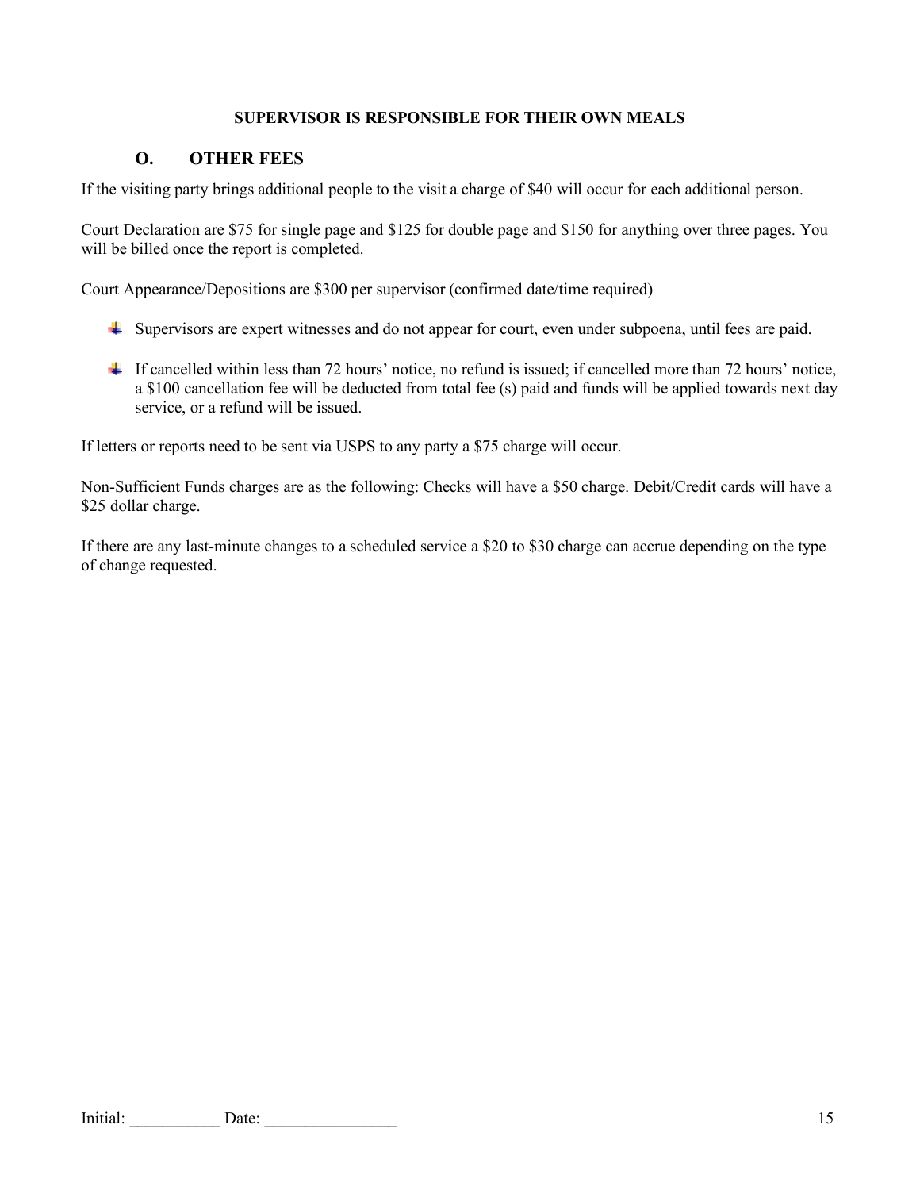**SUPERVISOR IS RESPONSIBLE FOR THEIR OWN MEALS**

## O. OTHER FEES

If the visiting party brings additional people to the visit a charge of $40 will occur for each additional person.

Court Declaration are $75 for single page and $125 for double page and $150 for anything over three pages. You will be billed once the report is completed.

Court Appearance/Depositions are $300 per supervisor (confirmed date/time required)

- Supervisors are expert witnesses and do not appear for court, even under subpoena, until fees are paid.
- If cancelled within less than 72 hours' notice, no refund is issued; if cancelled more than 72 hours' notice, a $100 cancellation fee will be deducted from total fee (s) paid and funds will be applied towards next day service, or a refund will be issued.

If letters or reports need to be sent via USPS to any party a $75 charge will occur.

Non-Sufficient Funds charges are as the following: Checks will have a $50 charge. Debit/Credit cards will have a $25 dollar charge.

If there are any last-minute changes to a scheduled service a $20 to $30 charge can accrue depending on the type of change requested.

Initial: ___________ Date: ________________